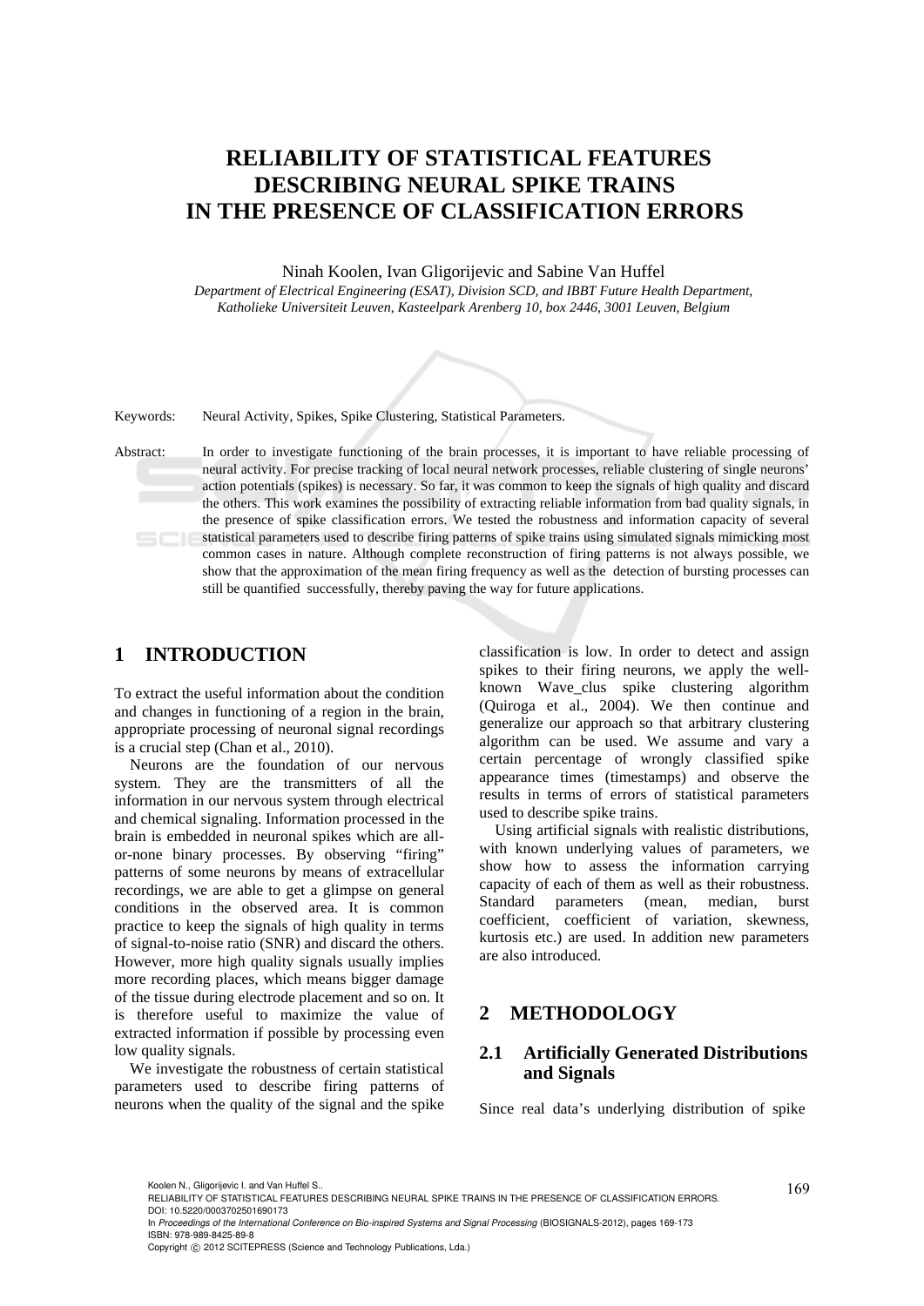# RELIABILITY OF STATISTICAL FEATURES DESCRIBING NEURAL SPIKE TRAINS IN THE PRESENCE OF CLASSIFICATION ERRORS

Ninah Koolen, Ivan Gligorijevic and Sabine Van Huffel

*Department of Electrical Engineering (ESAT), Division SCD, and IBBT Future Health Department, Katholieke Universiteit Leuven, Kasteelpark Arenberg 10, box 2446, 3001 Leuven, Belgium*

Keywords: Neural Activity, Spikes, Spike Clustering, Statistical Parameters.

Abstract: In order to investigate functioning of the brain processes, it is important to have reliable processing of neural activity. For precise tracking of local neural network processes, reliable clustering of single neurons' action potentials (spikes) is necessary. So far, it was common to keep the signals of high quality and discard the others. This work examines the possibility of extracting reliable information from bad quality signals, in the presence of spike classification errors. We tested the robustness and information capacity of several statistical parameters used to describe firing patterns of spike trains using simulated signals mimicking most common cases in nature. Although complete reconstruction of firing patterns is not always possible, we show that the approximation of the mean firing frequency as well as the detection of bursting processes can still be quantified successfully, thereby paving the way for future applications.

## 1 INTRODUCTION

To extract the useful information about the condition and changes in functioning of a region in the brain, appropriate processing of neuronal signal recordings is a crucial step (Chan et al., 2010).

Neurons are the foundation of our nervous system. They are the transmitters of all the information in our nervous system through electrical and chemical signaling. Information processed in the brain is embedded in neuronal spikes which are all-or-none binary processes. By observing "firing" patterns of some neurons by means of extracellular recordings, we are able to get a glimpse on general conditions in the observed area. It is common practice to keep the signals of high quality in terms of signal-to-noise ratio (SNR) and discard the others. However, more high quality signals usually implies more recording places, which means bigger damage of the tissue during electrode placement and so on. It is therefore useful to maximize the value of extracted information if possible by processing even low quality signals.

We investigate the robustness of certain statistical parameters used to describe firing patterns of neurons when the quality of the signal and the spike classification is low. In order to detect and assign spikes to their firing neurons, we apply the well-known Wave_clus spike clustering algorithm (Quiroga et al., 2004). We then continue and generalize our approach so that arbitrary clustering algorithm can be used. We assume and vary a certain percentage of wrongly classified spike appearance times (timestamps) and observe the results in terms of errors of statistical parameters used to describe spike trains.

Using artificial signals with realistic distributions, with known underlying values of parameters, we show how to assess the information carrying capacity of each of them as well as their robustness. Standard parameters (mean, median, burst coefficient, coefficient of variation, skewness, kurtosis etc.) are used. In addition new parameters are also introduced.

## 2 METHODOLOGY

### 2.1 Artificially Generated Distributions and Signals

Since real data's underlying distribution of spike

Koolen N., Gligorijevic I. and Van Huffel S..
RELIABILITY OF STATISTICAL FEATURES DESCRIBING NEURAL SPIKE TRAINS IN THE PRESENCE OF CLASSIFICATION ERRORS.
DOI: 10.5220/0003702501690173
In *Proceedings of the International Conference on Bio-inspired Systems and Signal Processing* (BIOSIGNALS-2012), pages 169-173
ISBN: 978-989-8425-89-8
Copyright © 2012 SCITEPRESS (Science and Technology Publications, Lda.)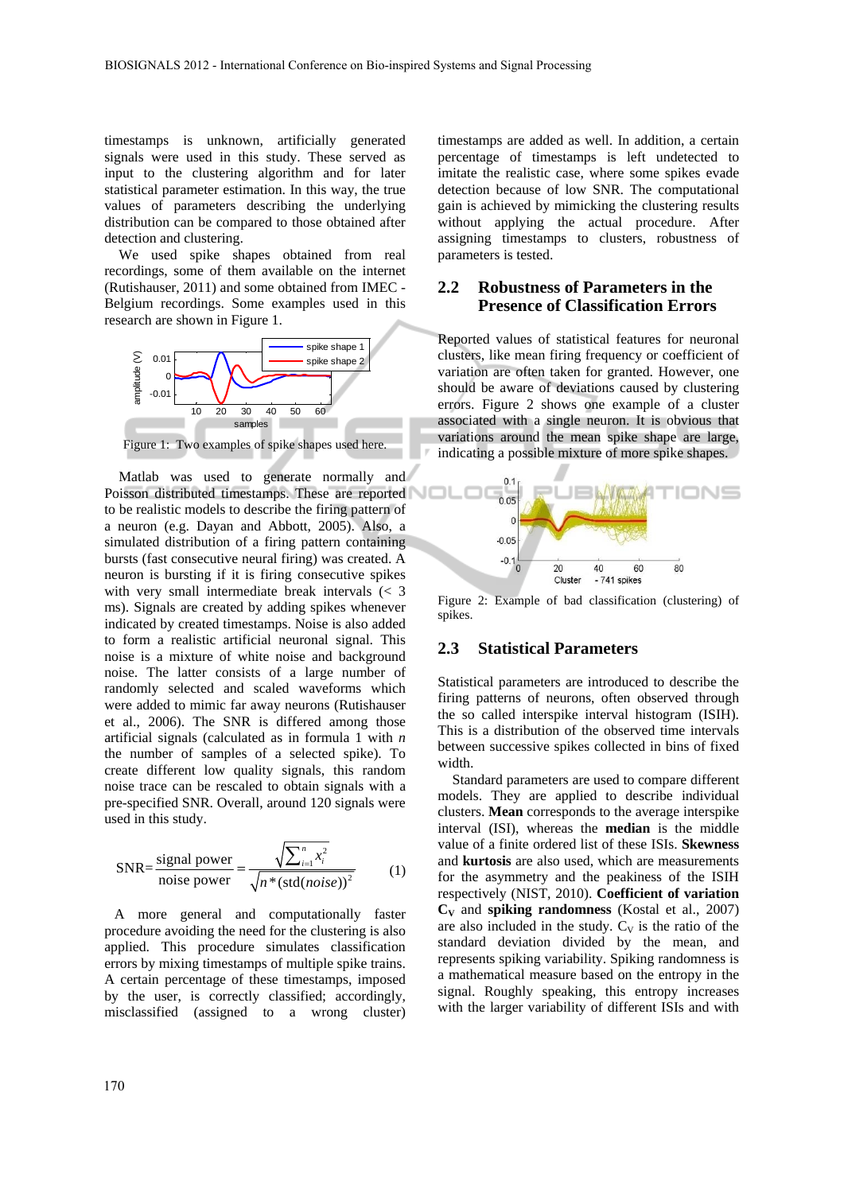timestamps is unknown, artificially generated signals were used in this study. These served as input to the clustering algorithm and for later statistical parameter estimation. In this way, the true values of parameters describing the underlying distribution can be compared to those obtained after detection and clustering.

We used spike shapes obtained from real recordings, some of them available on the internet (Rutishauser, 2011) and some obtained from IMEC - Belgium recordings. Some examples used in this research are shown in Figure 1.

Figure 1: Two examples of spike shapes used here.

Matlab was used to generate normally and Poisson distributed timestamps. These are reported to be realistic models to describe the firing pattern of a neuron (e.g. Dayan and Abbott, 2005). Also, a simulated distribution of a firing pattern containing bursts (fast consecutive neural firing) was created. A neuron is bursting if it is firing consecutive spikes with very small intermediate break intervals (< 3 ms). Signals are created by adding spike shapes whenever indicated by created timestamps. Noise is also added to form a realistic artificial neuronal signal. This noise is a mixture of white noise and background noise. The latter consists of a large number of randomly selected and scaled waveforms which were added to mimic far away neurons (Rutishauser et al., 2006). The SNR is differed among those artificial signals (calculated as in formula 1 with *n* the number of samples of a selected spike). To create different low quality signals, this random noise trace can be rescaled to obtain signals with a pre-specified SNR. Overall, around 120 signals were used in this study.

$$\text{SNR} = \frac{\text{signal power}}{\text{noise power}} = \frac{\sqrt{\sum_{i=1}^{n} x_i^2}}{\sqrt{n * (\text{std}(noise))^2}} \qquad (1)$$

A more general and computationally faster procedure avoiding the need for the clustering is also applied. This procedure simulates classification errors by mixing timestamps of multiple spike trains. A certain percentage of these timestamps, imposed by the user, is correctly classified; accordingly, misclassified (assigned to a wrong cluster) timestamps are added as well. In addition, a certain percentage of timestamps is left undetected to imitate the realistic case, where some spikes evade detection because of low SNR. The computational gain is achieved by mimicking the clustering results without applying the actual procedure. After assigning timestamps to clusters, robustness of parameters is tested.

## 2.2 Robustness of Parameters in the Presence of Classification Errors

Reported values of statistical features for neuronal clusters, like mean firing frequency or coefficient of variation are often taken for granted. However, one should be aware of deviations caused by clustering errors. Figure 2 shows one example of a cluster associated with a single neuron. It is obvious that variations around the mean spike shape are large, indicating a possible mixture of more spike shapes.

Figure 2: Example of bad classification (clustering) of spikes.

## 2.3 Statistical Parameters

Statistical parameters are introduced to describe the firing patterns of neurons, often observed through the so called interspike interval histogram (ISIH). This is a distribution of the observed time intervals between successive spikes collected in bins of fixed width.

Standard parameters are used to compare different models. They are applied to describe individual clusters. **Mean** corresponds to the average interspike interval (ISI), whereas the **median** is the middle value of a finite ordered list of these ISIs. **Skewness** and **kurtosis** are also used, which are measurements for the asymmetry and the peakiness of the ISIH respectively (NIST, 2010). **Coefficient of variation $C_V$** and **spiking randomness** (Kostal et al., 2007) are also included in the study. $C_V$ is the ratio of the standard deviation divided by the mean, and represents spiking variability. Spiking randomness is a mathematical measure based on the entropy in the signal. Roughly speaking, this entropy increases with the larger variability of different ISIs and with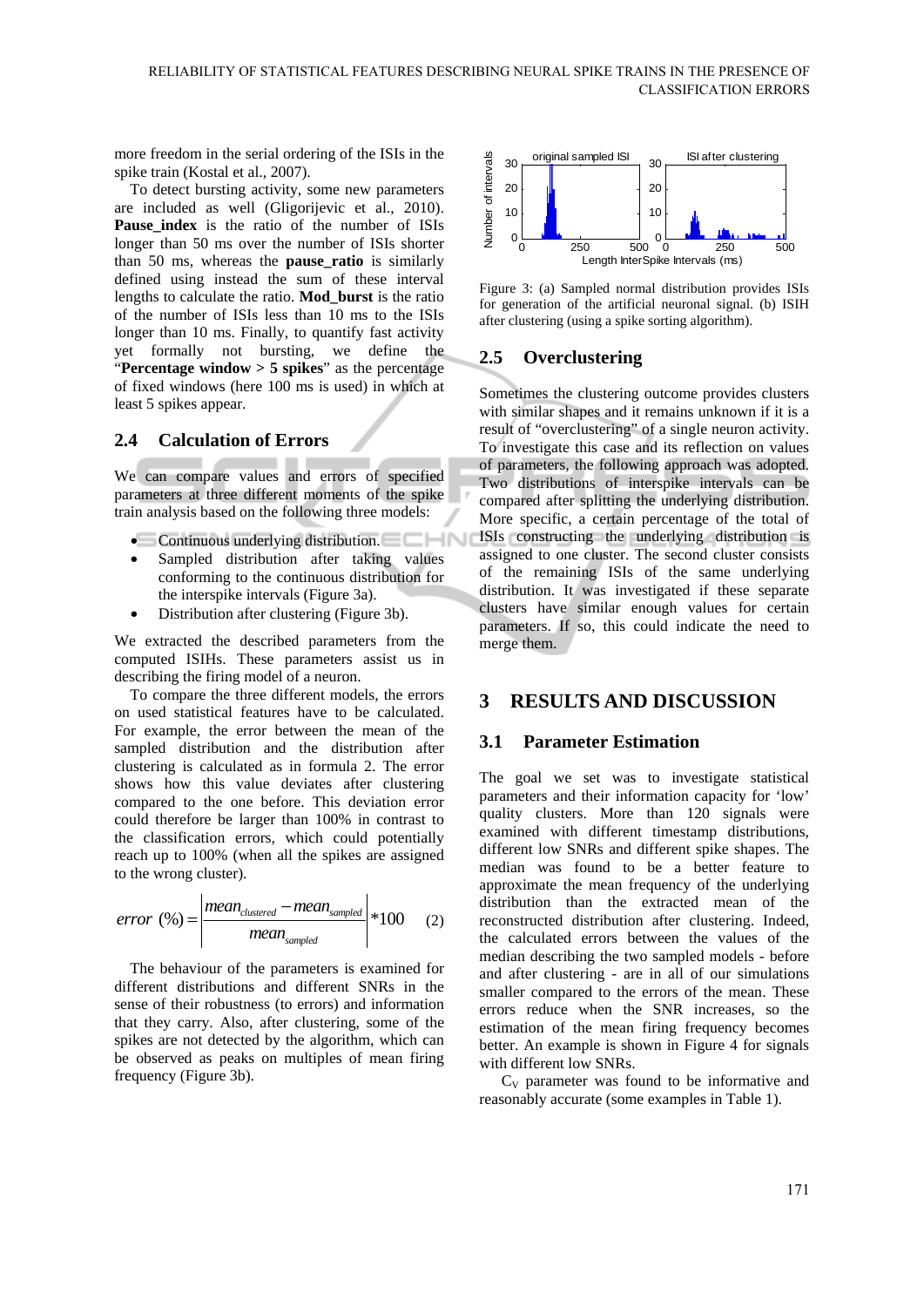more freedom in the serial ordering of the ISIs in the spike train (Kostal et al., 2007).

To detect bursting activity, some new parameters are included as well (Gligorijevic et al., 2010). **Pause_index** is the ratio of the number of ISIs longer than 50 ms over the number of ISIs shorter than 50 ms, whereas the **pause_ratio** is similarly defined using instead the sum of these interval lengths to calculate the ratio. **Mod_burst** is the ratio of the number of ISIs less than 10 ms to the ISIs longer than 10 ms. Finally, to quantify fast activity yet formally not bursting, we define the "**Percentage window > 5 spikes**" as the percentage of fixed windows (here 100 ms is used) in which at least 5 spikes appear.

## 2.4 Calculation of Errors

We can compare values and errors of specified parameters at three different moments of the spike train analysis based on the following three models:

- Continuous underlying distribution.
- Sampled distribution after taking values conforming to the continuous distribution for the interspike intervals (Figure 3a).
- Distribution after clustering (Figure 3b).

We extracted the described parameters from the computed ISIHs. These parameters assist us in describing the firing model of a neuron.

To compare the three different models, the errors on used statistical features have to be calculated. For example, the error between the mean of the sampled distribution and the distribution after clustering is calculated as in formula 2. The error shows how this value deviates after clustering compared to the one before. This deviation error could therefore be larger than 100% in contrast to the classification errors, which could potentially reach up to 100% (when all the spikes are assigned to the wrong cluster).

$$error\ (\%) = \left| \frac{mean_{clustered} - mean_{sampled}}{mean_{sampled}} \right| *100 \qquad (2)$$

The behaviour of the parameters is examined for different distributions and different SNRs in the sense of their robustness (to errors) and information that they carry. Also, after clustering, some of the spikes are not detected by the algorithm, which can be observed as peaks on multiples of mean firing frequency (Figure 3b).

Figure 3: (a) Sampled normal distribution provides ISIs for generation of the artificial neuronal signal. (b) ISIH after clustering (using a spike sorting algorithm).

## 2.5 Overclustering

Sometimes the clustering outcome provides clusters with similar shapes and it remains unknown if it is a result of "overclustering" of a single neuron activity. To investigate this case and its reflection on values of parameters, the following approach was adopted. Two distributions of interspike intervals can be compared after splitting the underlying distribution. More specific, a certain percentage of the total of ISIs constructing the underlying distribution is assigned to one cluster. The second cluster consists of the remaining ISIs of the same underlying distribution. It was investigated if these separate clusters have similar enough values for certain parameters. If so, this could indicate the need to merge them.

# 3 RESULTS AND DISCUSSION

## 3.1 Parameter Estimation

The goal we set was to investigate statistical parameters and their information capacity for 'low' quality clusters. More than 120 signals were examined with different timestamp distributions, different low SNRs and different spike shapes. The median was found to be a better feature to approximate the mean frequency of the underlying distribution than the extracted mean of the reconstructed distribution after clustering. Indeed, the calculated errors between the values of the median describing the two sampled models - before and after clustering - are in all of our simulations smaller compared to the errors of the mean. These errors reduce when the SNR increases, so the estimation of the mean firing frequency becomes better. An example is shown in Figure 4 for signals with different low SNRs.

$C_V$ parameter was found to be informative and reasonably accurate (some examples in Table 1).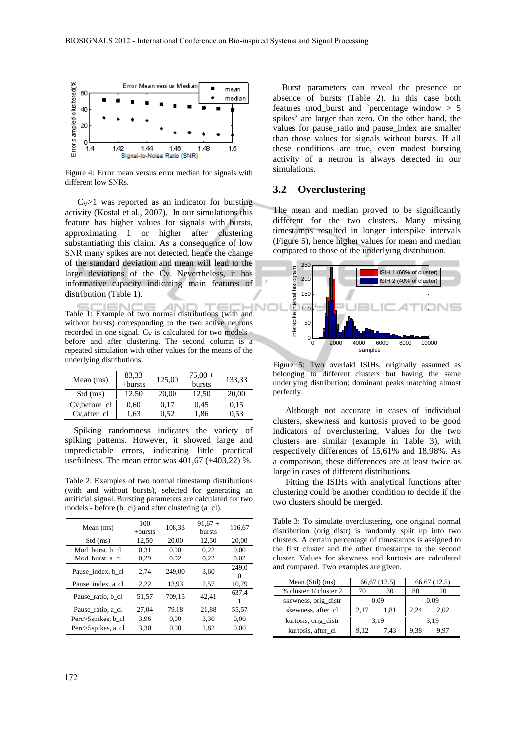Figure 4: Error mean versus error median for signals with different low SNRs.

$C_V>1$ was reported as an indicator for bursting activity (Kostal et al., 2007). In our simulations this feature has higher values for signals with bursts, approximating 1 or higher after clustering substantiating this claim. As a consequence of low SNR many spikes are not detected, hence the change of the standard deviation and mean will lead to the large deviations of the Cv. Nevertheless, it has informative capacity indicating main features of distribution (Table 1).

Table 1: Example of two normal distributions (with and without bursts) corresponding to the two active neurons recorded in one signal. $C_V$ is calculated for two models - before and after clustering. The second column is a repeated simulation with other values for the means of the underlying distributions.

| Mean (ms) | 83,33 +bursts | 125,00 | 75,00 + bursts | 133,33 |
|---|---|---|---|---|
| Std (ms) | 12,50 | 20,00 | 12,50 | 20,00 |
| Cv,before_cl | 0,60 | 0,17 | 0,45 | 0,15 |
| Cv,after_cl | 1,63 | 0,52 | 1,86 | 0,53 |

Spiking randomness indicates the variety of spiking patterns. However, it showed large and unpredictable errors, indicating little practical usefulness. The mean error was 401,67 (±403,22) %.

Table 2: Examples of two normal timestamp distributions (with and without bursts), selected for generating an artificial signal. Bursting parameters are calculated for two models - before (b_cl) and after clustering (a_cl).

| Mean (ms) | 100 +bursts | 108,33 | 91,67 + bursts | 116,67 |
|---|---|---|---|---|
| Std (ms) | 12,50 | 20,00 | 12,50 | 20,00 |
| Mod_burst, b_cl | 0,31 | 0,00 | 0,22 | 0,00 |
| Mod_burst, a_cl | 0,29 | 0,02 | 0,22 | 0,02 |
| Pause_index, b_cl | 2,74 | 249,00 | 3,60 | 249,00 |
| Pause_index_a_cl | 2,22 | 13,93 | 2,57 | 10,79 |
| Pause_ratio, b_cl | 51,57 | 709,15 | 42,41 | 637,41 |
| Pause_ratio, a_cl | 27,04 | 79,18 | 21,88 | 55,57 |
| Perc>5spikes, b_cl | 3,96 | 0,00 | 3,30 | 0,00 |
| Perc>5spikes, a_cl | 3,30 | 0,00 | 2,82 | 0,00 |

Burst parameters can reveal the presence or absence of bursts (Table 2). In this case both features mod_burst and `percentage window > 5 spikes' are larger than zero. On the other hand, the values for pause_ratio and pause_index are smaller than those values for signals without bursts. If all these conditions are true, even modest bursting activity of a neuron is always detected in our simulations.

## 3.2 Overclustering

The mean and median proved to be significantly different for the two clusters. Many missing timestamps resulted in longer interspike intervals (Figure 5), hence higher values for mean and median compared to those of the underlying distribution.

Figure 5: Two overlaid ISIHs, originally assumed as belonging to different clusters but having the same underlying distribution; dominant peaks matching almost perfectly.

Although not accurate in cases of individual clusters, skewness and kurtosis proved to be good indicators of overclustering. Values for the two clusters are similar (example in Table 3), with respectively differences of 15,61% and 18,98%. As a comparison, these differences are at least twice as large in cases of different distributions.

Fitting the ISIHs with analytical functions after clustering could be another condition to decide if the two clusters should be merged.

Table 3: To simulate overclustering, one original normal distribution (orig_distr) is randomly split up into two clusters. A certain percentage of timestamps is assigned to the first cluster and the other timestamps to the second cluster. Values for skewness and kurtosis are calculated and compared. Two examples are given.

| Mean (Std) (ms) | 66,67 (12.5) | | 66.67 (12.5) | |
|---|---|---|---|---|
| % cluster 1/ cluster 2 | 70 | 30 | 80 | 20 |
| skewness, orig_distr | 0.09 | | 0.09 | |
| skewness, after_cl | 2,17 | 1,81 | 2,24 | 2,02 |
| kurtosis, orig_distr | 3,19 | | 3,19 | |
| kurtosis, after_cl | 9,12 | 7,43 | 9,38 | 9,97 |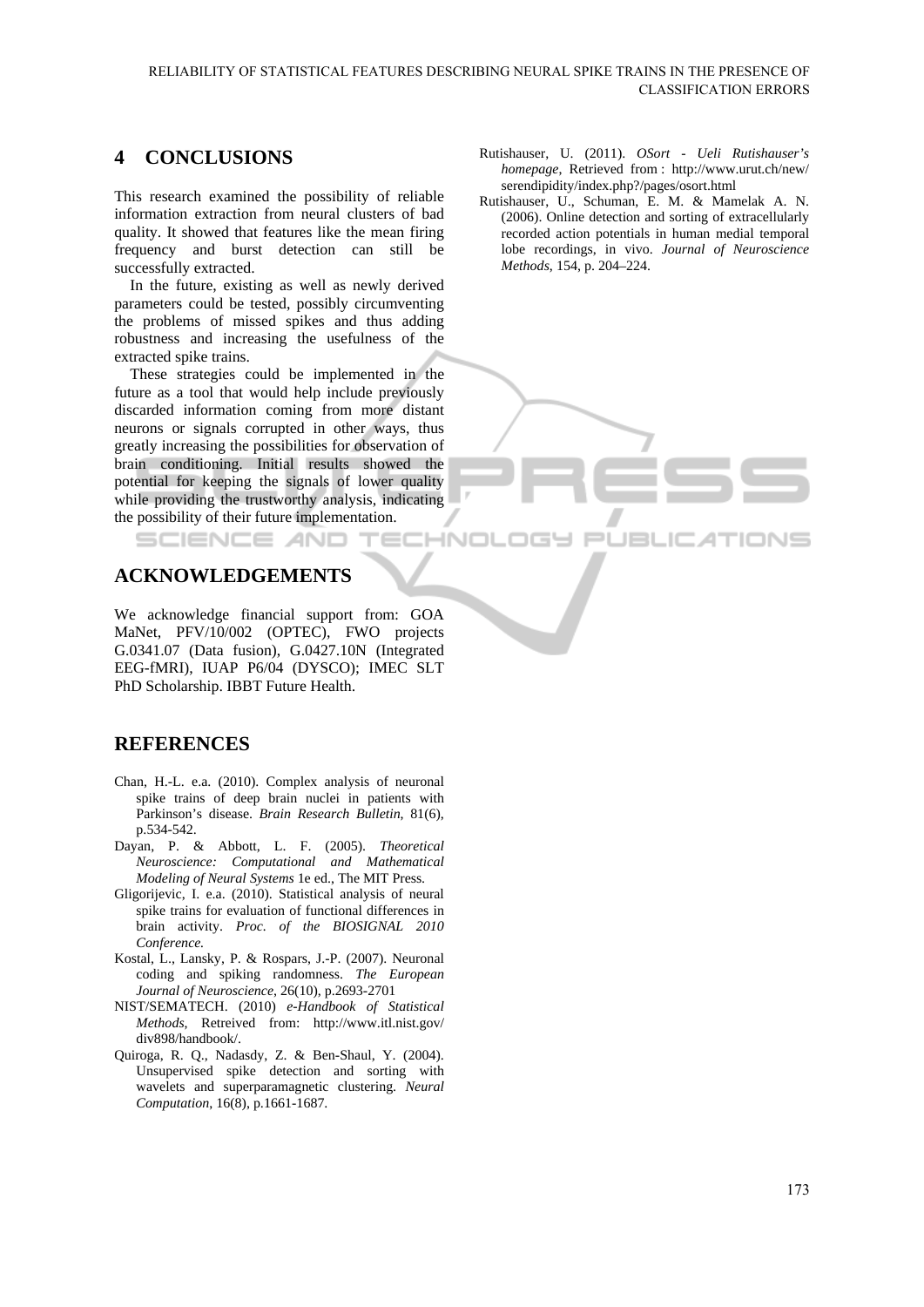## 4 CONCLUSIONS

This research examined the possibility of reliable information extraction from neural clusters of bad quality. It showed that features like the mean firing frequency and burst detection can still be successfully extracted.

In the future, existing as well as newly derived parameters could be tested, possibly circumventing the problems of missed spikes and thus adding robustness and increasing the usefulness of the extracted spike trains.

These strategies could be implemented in the future as a tool that would help include previously discarded information coming from more distant neurons or signals corrupted in other ways, thus greatly increasing the possibilities for observation of brain conditioning. Initial results showed the potential for keeping the signals of lower quality while providing the trustworthy analysis, indicating the possibility of their future implementation.

## ACKNOWLEDGEMENTS

We acknowledge financial support from: GOA MaNet, PFV/10/002 (OPTEC), FWO projects G.0341.07 (Data fusion), G.0427.10N (Integrated EEG-fMRI), IUAP P6/04 (DYSCO); IMEC SLT PhD Scholarship. IBBT Future Health.

## REFERENCES

Chan, H.-L. e.a. (2010). Complex analysis of neuronal spike trains of deep brain nuclei in patients with Parkinson's disease. *Brain Research Bulletin*, 81(6), p.534-542.

Dayan, P. & Abbott, L. F. (2005). *Theoretical Neuroscience: Computational and Mathematical Modeling of Neural Systems* 1e ed., The MIT Press.

Gligorijevic, I. e.a. (2010). Statistical analysis of neural spike trains for evaluation of functional differences in brain activity. *Proc. of the BIOSIGNAL 2010 Conference.*

Kostal, L., Lansky, P. & Rospars, J.-P. (2007). Neuronal coding and spiking randomness. *The European Journal of Neuroscience*, 26(10), p.2693-2701

NIST/SEMATECH. (2010) *e-Handbook of Statistical Methods*, Retreived from: http://www.itl.nist.gov/div898/handbook/.

Quiroga, R. Q., Nadasdy, Z. & Ben-Shaul, Y. (2004). Unsupervised spike detection and sorting with wavelets and superparamagnetic clustering. *Neural Computation*, 16(8), p.1661-1687.

Rutishauser, U. (2011). *OSort - Ueli Rutishauser's homepage*, Retrieved from : http://www.urut.ch/new/serendipidity/index.php?/pages/osort.html

Rutishauser, U., Schuman, E. M. & Mamelak A. N. (2006). Online detection and sorting of extracellularly recorded action potentials in human medial temporal lobe recordings, in vivo. *Journal of Neuroscience Methods*, 154, p. 204–224.